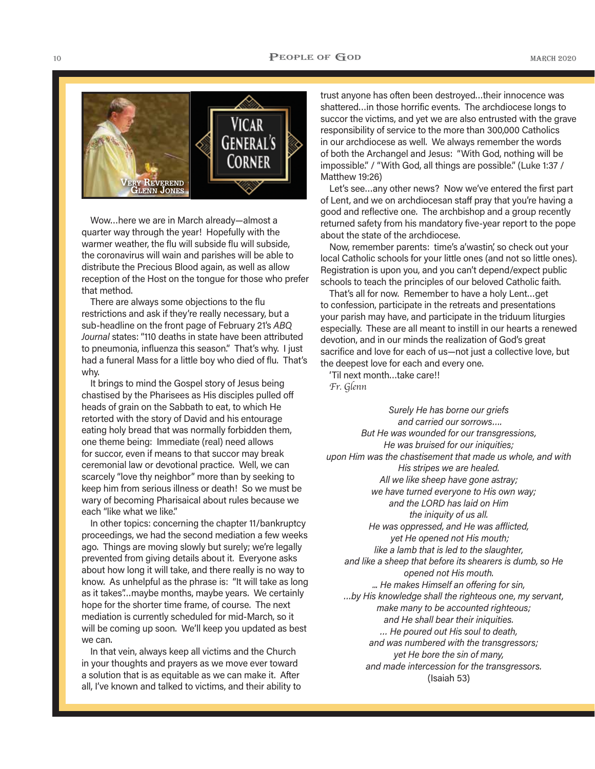# Vicar General's Corner

Very Reverend Glenn Jones

Wow…here we are in March already—almost a quarter way through the year! Hopefully with the warmer weather, the flu will subside flu will subside, the coronavirus will wain and parishes will be able to distribute the Precious Blood again, as well as allow reception of the Host on the tongue for those who prefer that method.

There are always some objections to the flu restrictions and ask if they're really necessary, but a sub-headline on the front page of February 21's *ABQ Journal* states: "110 deaths in state have been attributed to pneumonia, influenza this season." That's why. I just had a funeral Mass for a little boy who died of flu. That's why.

It brings to mind the Gospel story of Jesus being chastised by the Pharisees as His disciples pulled off heads of grain on the Sabbath to eat, to which He retorted with the story of David and his entourage eating holy bread that was normally forbidden them, one theme being: Immediate (real) need allows for succor, even if means to that succor may break ceremonial law or devotional practice. Well, we can scarcely "love thy neighbor" more than by seeking to keep him from serious illness or death! So we must be wary of becoming Pharisaical about rules because we each "like what we like."

In other topics: concerning the chapter 11/bankruptcy proceedings, we had the second mediation a few weeks ago. Things are moving slowly but surely; we're legally prevented from giving details about it. Everyone asks about how long it will take, and there really is no way to know. As unhelpful as the phrase is: "It will take as long as it takes"…maybe months, maybe years. We certainly hope for the shorter time frame, of course. The next mediation is currently scheduled for mid-March, so it will be coming up soon. We'll keep you updated as best we can.

In that vein, always keep all victims and the Church in your thoughts and prayers as we move ever toward a solution that is as equitable as we can make it. After all, I've known and talked to victims, and their ability to trust anyone has often been destroyed…their innocence was shattered…in those horrific events. The archdiocese longs to succor the victims, and yet we are also entrusted with the grave responsibility of service to the more than 300,000 Catholics in our archdiocese as well. We always remember the words of both the Archangel and Jesus: "With God, nothing will be impossible." / "With God, all things are possible." (Luke 1:37 / Matthew 19:26)

Let's see…any other news? Now we've entered the first part of Lent, and we on archdiocesan staff pray that you're having a good and reflective one. The archbishop and a group recently returned safety from his mandatory five-year report to the pope about the state of the archdiocese.

Now, remember parents: time's a'wastin', so check out your local Catholic schools for your little ones (and not so little ones). Registration is upon you, and you can't depend/expect public schools to teach the principles of our beloved Catholic faith.

That's all for now. Remember to have a holy Lent…get to confession, participate in the retreats and presentations your parish may have, and participate in the triduum liturgies especially. These are all meant to instill in our hearts a renewed devotion, and in our minds the realization of God's great sacrifice and love for each of us—not just a collective love, but the deepest love for each and every one.

'Til next month…take care!!

*Fr. Glenn*

*Surely He has borne our griefs*
*and carried our sorrows….*
*But He was wounded for our transgressions,*
*He was bruised for our iniquities;*
*upon Him was the chastisement that made us whole, and with His stripes we are healed.*
*All we like sheep have gone astray;*
*we have turned everyone to His own way;*
*and the LORD has laid on Him*
*the iniquity of us all.*
*He was oppressed, and He was afflicted,*
*yet He opened not His mouth;*
*like a lamb that is led to the slaughter,*
*and like a sheep that before its shearers is dumb, so He opened not His mouth.*
*... He makes Himself an offering for sin,*
*...by His knowledge shall the righteous one, my servant,*
*make many to be accounted righteous;*
*and He shall bear their iniquities.*
*... He poured out His soul to death,*
*and was numbered with the transgressors;*
*yet He bore the sin of many,*
*and made intercession for the transgressors.*
(Isaiah 53)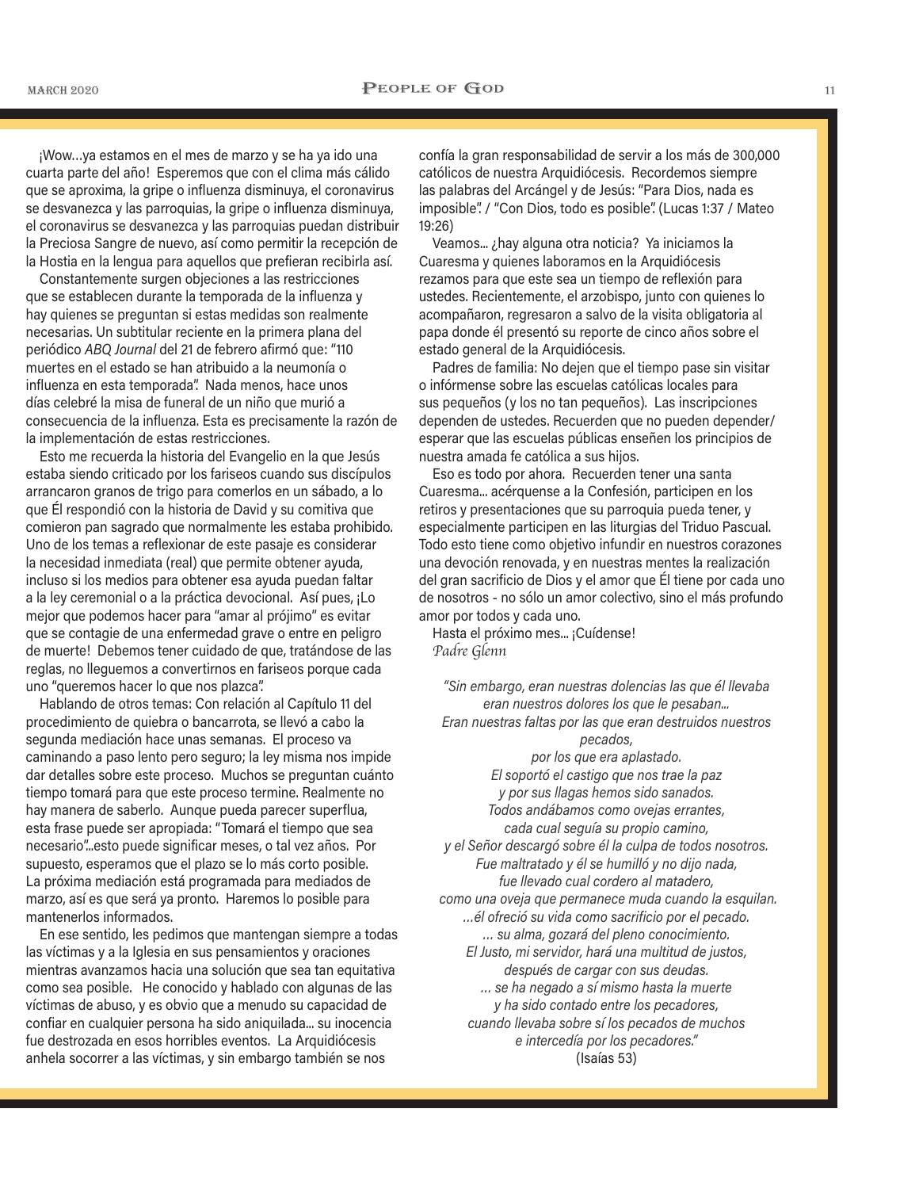¡Wow…ya estamos en el mes de marzo y se ha ya ido una cuarta parte del año! Esperemos que con el clima más cálido que se aproxima, la gripe o influenza disminuya, el coronavirus se desvanezca y las parroquias, la gripe o influenza disminuya, el coronavirus se desvanezca y las parroquias puedan distribuir la Preciosa Sangre de nuevo, así como permitir la recepción de la Hostia en la lengua para aquellos que prefieran recibirla así.

Constantemente surgen objeciones a las restricciones que se establecen durante la temporada de la influenza y hay quienes se preguntan si estas medidas son realmente necesarias. Un subtitular reciente en la primera plana del periódico *ABQ Journal* del 21 de febrero afirmó que: "110 muertes en el estado se han atribuido a la neumonía o influenza en esta temporada". Nada menos, hace unos días celebré la misa de funeral de un niño que murió a consecuencia de la influenza. Esta es precisamente la razón de la implementación de estas restricciones.

Esto me recuerda la historia del Evangelio en la que Jesús estaba siendo criticado por los fariseos cuando sus discípulos arrancaron granos de trigo para comerlos en un sábado, a lo que Él respondió con la historia de David y su comitiva que comieron pan sagrado que normalmente les estaba prohibido. Uno de los temas a reflexionar de este pasaje es considerar la necesidad inmediata (real) que permite obtener ayuda, incluso si los medios para obtener esa ayuda puedan faltar a la ley ceremonial o a la práctica devocional. Así pues, ¡Lo mejor que podemos hacer para "amar al prójimo" es evitar que se contagie de una enfermedad grave o entre en peligro de muerte! Debemos tener cuidado de que, tratándose de las reglas, no lleguemos a convertirnos en fariseos porque cada uno "queremos hacer lo que nos plazca".

Hablando de otros temas: Con relación al Capítulo 11 del procedimiento de quiebra o bancarrota, se llevó a cabo la segunda mediación hace unas semanas. El proceso va caminando a paso lento pero seguro; la ley misma nos impide dar detalles sobre este proceso. Muchos se preguntan cuánto tiempo tomará para que este proceso termine. Realmente no hay manera de saberlo. Aunque pueda parecer superflua, esta frase puede ser apropiada: "Tomará el tiempo que sea necesario"…esto puede significar meses, o tal vez años. Por supuesto, esperamos que el plazo se lo más corto posible. La próxima mediación está programada para mediados de marzo, así es que será ya pronto. Haremos lo posible para mantenerlos informados.

En ese sentido, les pedimos que mantengan siempre a todas las víctimas y a la Iglesia en sus pensamientos y oraciones mientras avanzamos hacia una solución que sea tan equitativa como sea posible. He conocido y hablado con algunas de las víctimas de abuso, y es obvio que a menudo su capacidad de confiar en cualquier persona ha sido aniquilada… su inocencia fue destrozada en esos horribles eventos. La Arquidiócesis anhela socorrer a las víctimas, y sin embargo también se nos confía la gran responsabilidad de servir a los más de 300,000 católicos de nuestra Arquidiócesis. Recordemos siempre las palabras del Arcángel y de Jesús: "Para Dios, nada es imposible". / "Con Dios, todo es posible". (Lucas 1:37 / Mateo 19:26)

Veamos… ¿hay alguna otra noticia? Ya iniciamos la Cuaresma y quienes laboramos en la Arquidiócesis rezamos para que este sea un tiempo de reflexión para ustedes. Recientemente, el arzobispo, junto con quienes lo acompañaron, regresaron a salvo de la visita obligatoria al papa donde él presentó su reporte de cinco años sobre el estado general de la Arquidiócesis.

Padres de familia: No dejen que el tiempo pase sin visitar o infórmense sobre las escuelas católicas locales para sus pequeños (y los no tan pequeños). Las inscripciones dependen de ustedes. Recuerden que no pueden depender/esperar que las escuelas públicas enseñen los principios de nuestra amada fe católica a sus hijos.

Eso es todo por ahora. Recuerden tener una santa Cuaresma… acérquense a la Confesión, participen en los retiros y presentaciones que su parroquia pueda tener, y especialmente participen en las liturgias del Triduo Pascual. Todo esto tiene como objetivo infundir en nuestros corazones una devoción renovada, y en nuestras mentes la realización del gran sacrificio de Dios y el amor que Él tiene por cada uno de nosotros - no sólo un amor colectivo, sino el más profundo amor por todos y cada uno.

Hasta el próximo mes… ¡Cuídense!

*Padre Glenn*

*"Sin embargo, eran nuestras dolencias las que él llevaba*
*eran nuestros dolores los que le pesaban…*
*Eran nuestras faltas por las que eran destruidos nuestros pecados,*
*por los que era aplastado.*
*El soportó el castigo que nos trae la paz*
*y por sus llagas hemos sido sanados.*
*Todos andábamos como ovejas errantes,*
*cada cual seguía su propio camino,*
*y el Señor descargó sobre él la culpa de todos nosotros.*
*Fue maltratado y él se humilló y no dijo nada,*
*fue llevado cual cordero al matadero,*
*como una oveja que permanece muda cuando la esquilan.*
*…él ofreció su vida como sacrificio por el pecado.*
*… su alma, gozará del pleno conocimiento.*
*El Justo, mi servidor, hará una multitud de justos,*
*después de cargar con sus deudas.*
*… se ha negado a sí mismo hasta la muerte*
*y ha sido contado entre los pecadores,*
*cuando llevaba sobre sí los pecados de muchos*
*e intercedía por los pecadores."*
(Isaías 53)